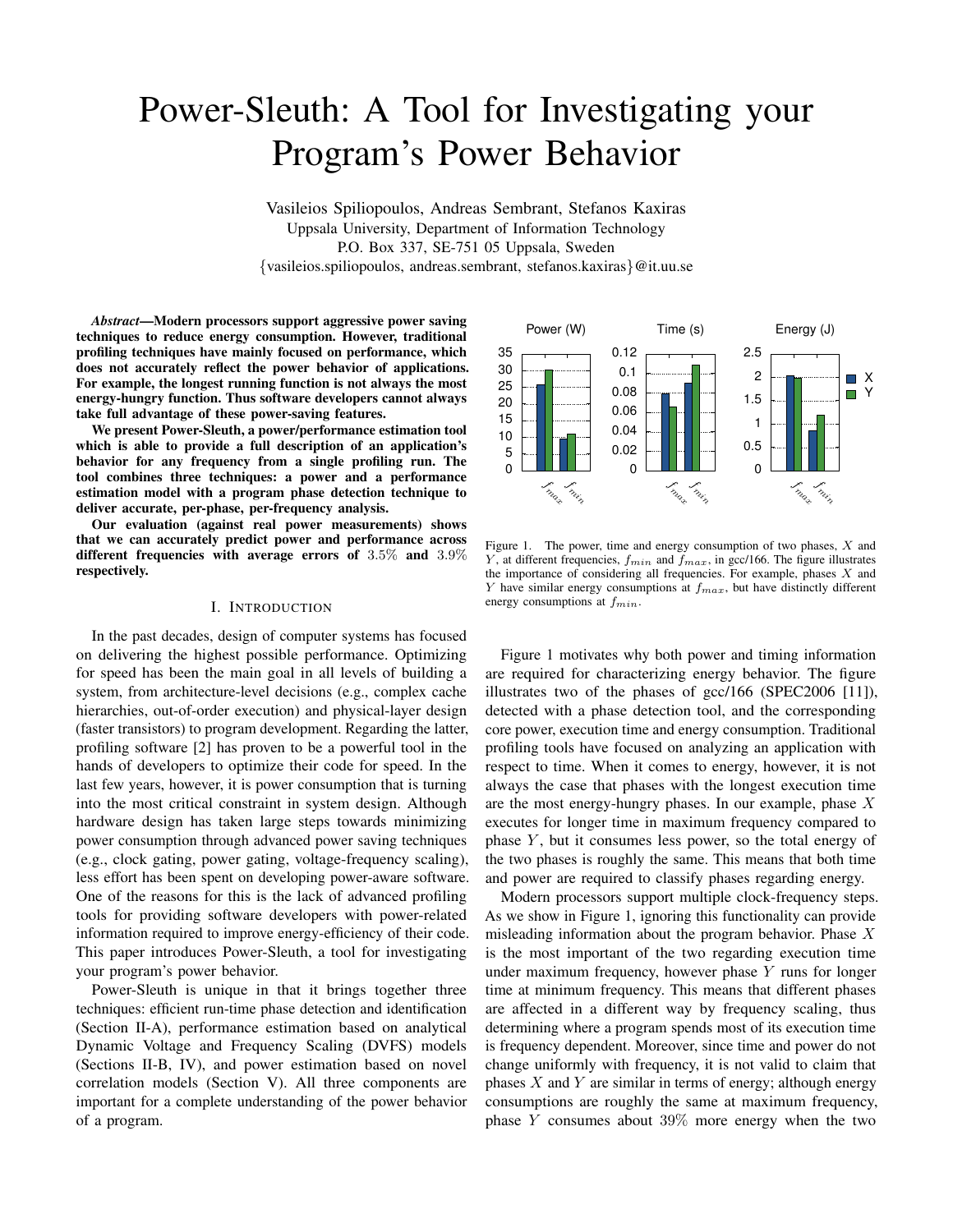# Power-Sleuth: A Tool for Investigating your Program's Power Behavior

Vasileios Spiliopoulos, Andreas Sembrant, Stefanos Kaxiras
Uppsala University, Department of Information Technology
P.O. Box 337, SE-751 05 Uppsala, Sweden
{vasileios.spiliopoulos, andreas.sembrant, stefanos.kaxiras}@it.uu.se

***Abstract*—Modern processors support aggressive power saving techniques to reduce energy consumption. However, traditional profiling techniques have mainly focused on performance, which does not accurately reflect the power behavior of applications. For example, the longest running function is not always the most energy-hungry function. Thus software developers cannot always take full advantage of these power-saving features.**

**We present Power-Sleuth, a power/performance estimation tool which is able to provide a full description of an application's behavior for any frequency from a single profiling run. The tool combines three techniques: a power and a performance estimation model with a program phase detection technique to deliver accurate, per-phase, per-frequency analysis.**

**Our evaluation (against real power measurements) shows that we can accurately predict power and performance across different frequencies with average errors of $3.5\%$ and $3.9\%$ respectively.**

## I. Introduction

In the past decades, design of computer systems has focused on delivering the highest possible performance. Optimizing for speed has been the main goal in all levels of building a system, from architecture-level decisions (e.g., complex cache hierarchies, out-of-order execution) and physical-layer design (faster transistors) to program development. Regarding the latter, profiling software [2] has proven to be a powerful tool in the hands of developers to optimize their code for speed. In the last few years, however, it is power consumption that is turning into the most critical constraint in system design. Although hardware design has taken large steps towards minimizing power consumption through advanced power saving techniques (e.g., clock gating, power gating, voltage-frequency scaling), less effort has been spent on developing power-aware software. One of the reasons for this is the lack of advanced profiling tools for providing software developers with power-related information required to improve energy-efficiency of their code. This paper introduces Power-Sleuth, a tool for investigating your program's power behavior.

Power-Sleuth is unique in that it brings together three techniques: efficient run-time phase detection and identification (Section II-A), performance estimation based on analytical Dynamic Voltage and Frequency Scaling (DVFS) models (Sections II-B, IV), and power estimation based on novel correlation models (Section V). All three components are important for a complete understanding of the power behavior of a program.

Power (W)
35 30 25 20 15 10 5 0
Time (s)
0.12 0.1 0.08 0.06 0.04 0.02 0
Energy (J)
2.5 2 1.5 1 0.5 0
X
Y
$f_{max}$ $f_{min}$

Figure 1. The power, time and energy consumption of two phases, $X$ and $Y$, at different frequencies, $f_{min}$ and $f_{max}$, in gcc/166. The figure illustrates the importance of considering all frequencies. For example, phases $X$ and $Y$ have similar energy consumptions at $f_{max}$, but have distinctly different energy consumptions at $f_{min}$.

Figure 1 motivates why both power and timing information are required for characterizing energy behavior. The figure illustrates two of the phases of gcc/166 (SPEC2006 [11]), detected with a phase detection tool, and the corresponding core power, execution time and energy consumption. Traditional profiling tools have focused on analyzing an application with respect to time. When it comes to energy, however, it is not always the case that phases with the longest execution time are the most energy-hungry phases. In our example, phase $X$ executes for longer time in maximum frequency compared to phase $Y$, but it consumes less power, so the total energy of the two phases is roughly the same. This means that both time and power are required to classify phases regarding energy.

Modern processors support multiple clock-frequency steps. As we show in Figure 1, ignoring this functionality can provide misleading information about the program behavior. Phase $X$ is the most important of the two regarding execution time under maximum frequency, however phase $Y$ runs for longer time at minimum frequency. This means that different phases are affected in a different way by frequency scaling, thus determining where a program spends most of its execution time is frequency dependent. Moreover, since time and power do not change uniformly with frequency, it is not valid to claim that phases $X$ and $Y$ are similar in terms of energy; although energy consumptions are roughly the same at maximum frequency, phase $Y$ consumes about $39\%$ more energy when the two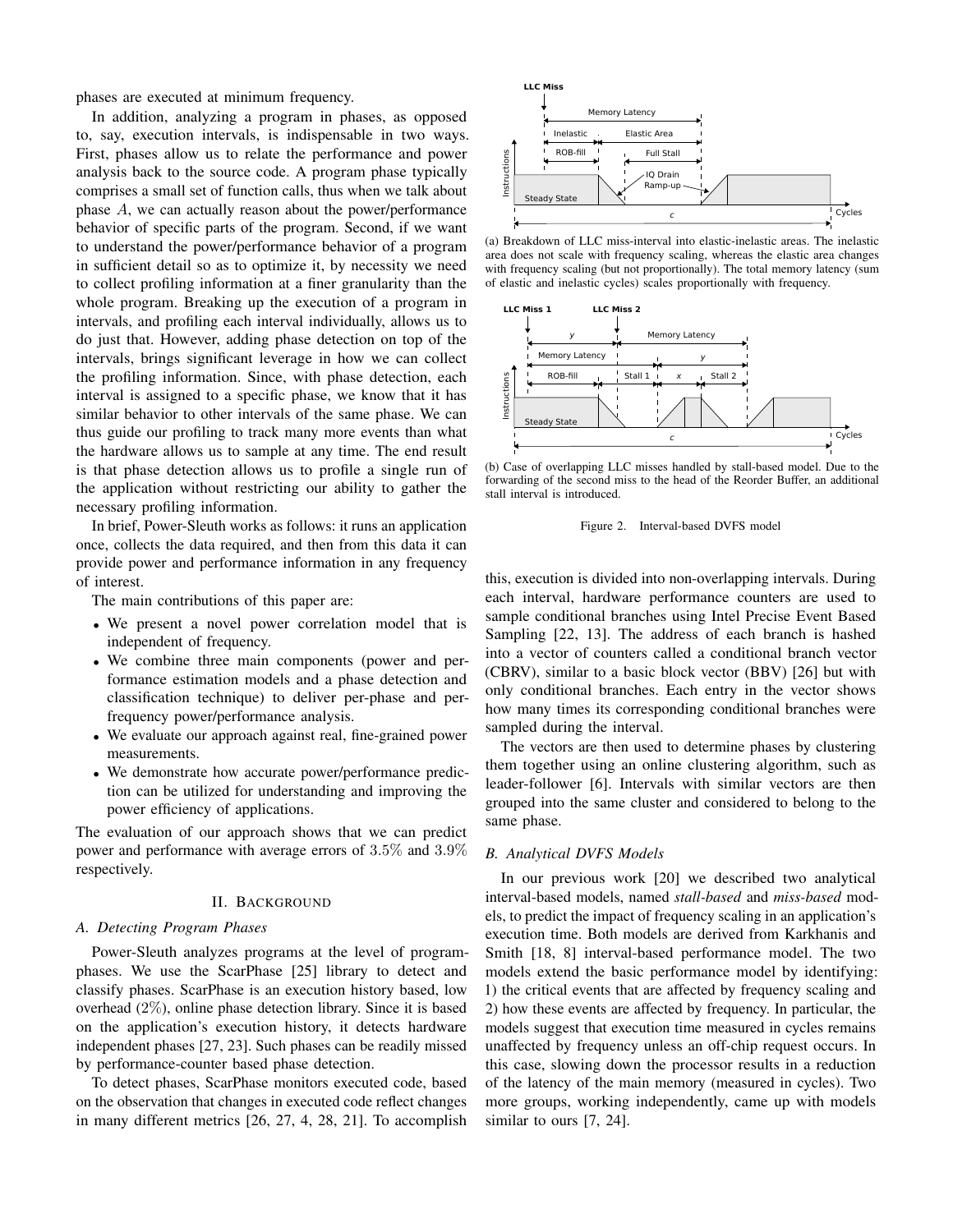phases are executed at minimum frequency.

In addition, analyzing a program in phases, as opposed to, say, execution intervals, is indispensable in two ways. First, phases allow us to relate the performance and power analysis back to the source code. A program phase typically comprises a small set of function calls, thus when we talk about phase $A$, we can actually reason about the power/performance behavior of specific parts of the program. Second, if we want to understand the power/performance behavior of a program in sufficient detail so as to optimize it, by necessity we need to collect profiling information at a finer granularity than the whole program. Breaking up the execution of a program in intervals, and profiling each interval individually, allows us to do just that. However, adding phase detection on top of the intervals, brings significant leverage in how we can collect the profiling information. Since, with phase detection, each interval is assigned to a specific phase, we know that it has similar behavior to other intervals of the same phase. We can thus guide our profiling to track many more events than what the hardware allows us to sample at any time. The end result is that phase detection allows us to profile a single run of the application without restricting our ability to gather the necessary profiling information.

In brief, Power-Sleuth works as follows: it runs an application once, collects the data required, and then from this data it can provide power and performance information in any frequency of interest.

The main contributions of this paper are:

- We present a novel power correlation model that is independent of frequency.
- We combine three main components (power and performance estimation models and a phase detection and classification technique) to deliver per-phase and per-frequency power/performance analysis.
- We evaluate our approach against real, fine-grained power measurements.
- We demonstrate how accurate power/performance prediction can be utilized for understanding and improving the power efficiency of applications.

The evaluation of our approach shows that we can predict power and performance with average errors of $3.5\%$ and $3.9\%$ respectively.

## II. Background

### A. Detecting Program Phases

Power-Sleuth analyzes programs at the level of program-phases. We use the ScarPhase [25] library to detect and classify phases. ScarPhase is an execution history based, low overhead ($2\%$), online phase detection library. Since it is based on the application's execution history, it detects hardware independent phases [27, 23]. Such phases can be readily missed by performance-counter based phase detection.

To detect phases, ScarPhase monitors executed code, based on the observation that changes in executed code reflect changes in many different metrics [26, 27, 4, 28, 21]. To accomplish this, execution is divided into non-overlapping intervals. During each interval, hardware performance counters are used to sample conditional branches using Intel Precise Event Based Sampling [22, 13]. The address of each branch is hashed into a vector of counters called a conditional branch vector (CBRV), similar to a basic block vector (BBV) [26] but with only conditional branches. Each entry in the vector shows how many times its corresponding conditional branches were sampled during the interval.

The vectors are then used to determine phases by clustering them together using an online clustering algorithm, such as leader-follower [6]. Intervals with similar vectors are then grouped into the same cluster and considered to belong to the same phase.

LLC Miss
Memory Latency
Inelastic
Elastic Area
ROB-fill
Full Stall
Instructions
IQ Drain
Ramp-up
Steady State
Cycles
c

(a) Breakdown of LLC miss-interval into elastic-inelastic areas. The inelastic area does not scale with frequency scaling, whereas the elastic area changes with frequency scaling (but not proportionally). The total memory latency (sum of elastic and inelastic cycles) scales proportionally with frequency.

LLC Miss 1
LLC Miss 2
y
Memory Latency
Memory Latency
y
ROB-fill
Stall 1
x
Stall 2
Instructions
Steady State
Cycles
c

(b) Case of overlapping LLC misses handled by stall-based model. Due to the forwarding of the second miss to the head of the Reorder Buffer, an additional stall interval is introduced.

Figure 2. Interval-based DVFS model

### B. Analytical DVFS Models

In our previous work [20] we described two analytical interval-based models, named *stall-based* and *miss-based* models, to predict the impact of frequency scaling in an application's execution time. Both models are derived from Karkhanis and Smith [18, 8] interval-based performance model. The two models extend the basic performance model by identifying: 1) the critical events that are affected by frequency scaling and 2) how these events are affected by frequency. In particular, the models suggest that execution time measured in cycles remains unaffected by frequency unless an off-chip request occurs. In this case, slowing down the processor results in a reduction of the latency of the main memory (measured in cycles). Two more groups, working independently, came up with models similar to ours [7, 24].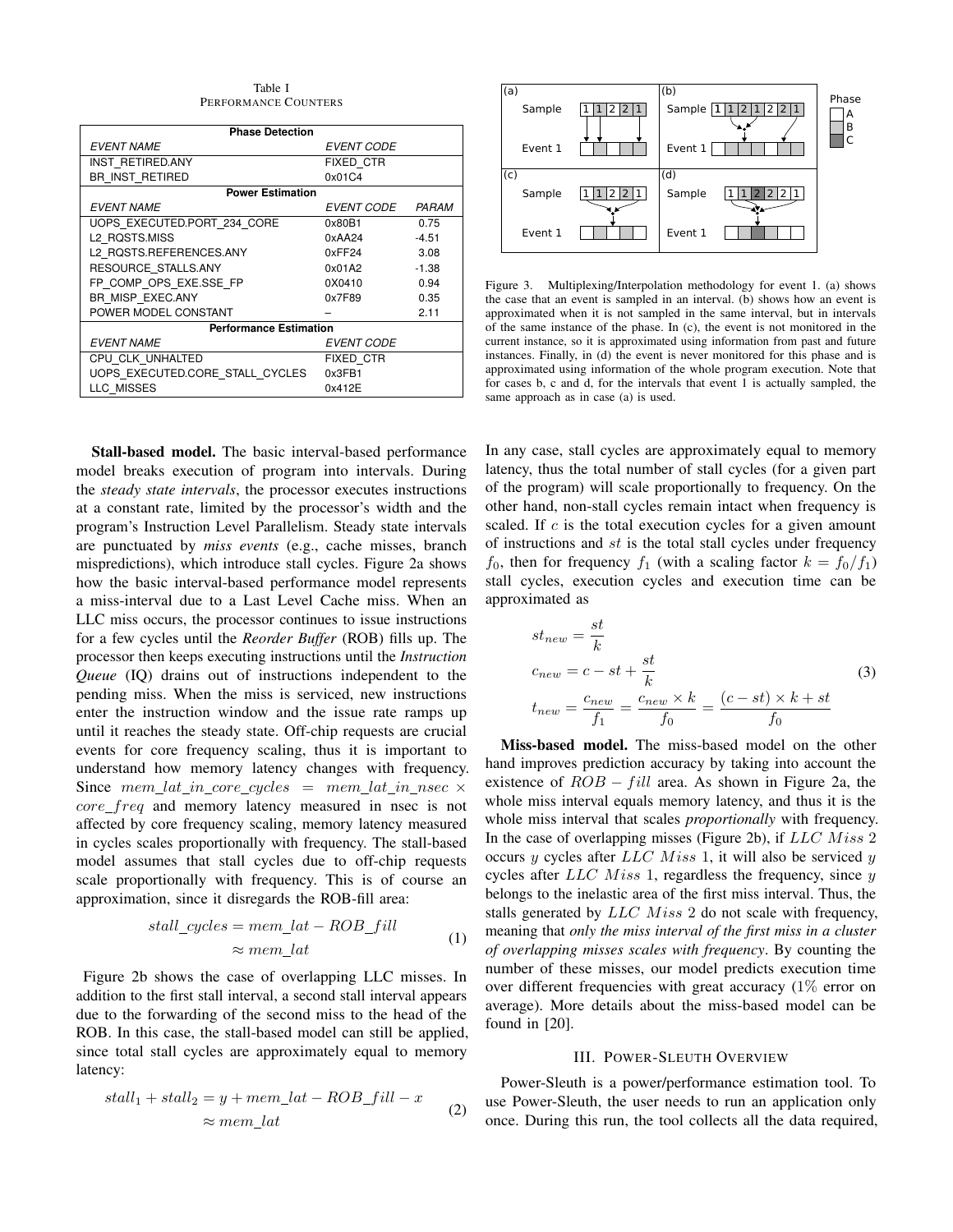Table I
PERFORMANCE COUNTERS

| Phase Detection | | |
|---|---|---|
| *EVENT NAME* | *EVENT CODE* | |
| INST_RETIRED.ANY | FIXED_CTR | |
| BR_INST_RETIRED | 0x01C4 | |
| **Power Estimation** | | |
| *EVENT NAME* | *EVENT CODE* | *PARAM* |
| UOPS_EXECUTED.PORT_234_CORE | 0x80B1 | 0.75 |
| L2_RQSTS.MISS | 0xAA24 | -4.51 |
| L2_RQSTS.REFERENCES.ANY | 0xFF24 | 3.08 |
| RESOURCE_STALLS.ANY | 0x01A2 | -1.38 |
| FP_COMP_OPS_EXE.SSE_FP | 0X0410 | 0.94 |
| BR_MISP_EXEC.ANY | 0x7F89 | 0.35 |
| POWER MODEL CONSTANT | – | 2.11 |
| **Performance Estimation** | | |
| *EVENT NAME* | *EVENT CODE* | |
| CPU_CLK_UNHALTED | FIXED_CTR | |
| UOPS_EXECUTED.CORE_STALL_CYCLES | 0x3FB1 | |
| LLC_MISSES | 0x412E | |

Figure 3. Multiplexing/Interpolation methodology for event 1. (a) shows the case that an event is sampled in an interval. (b) shows how an event is approximated when it is not sampled in the same interval, but in intervals of the same instance of the phase. In (c), the event is not monitored in the current instance, so it is approximated using information from past and future instances. Finally, in (d) the event is never monitored for this phase and is approximated using information of the whole program execution. Note that for cases b, c and d, for the intervals that event 1 is actually sampled, the same approach as in case (a) is used.

**Stall-based model.** The basic interval-based performance model breaks execution of program into intervals. During the *steady state intervals*, the processor executes instructions at a constant rate, limited by the processor's width and the program's Instruction Level Parallelism. Steady state intervals are punctuated by *miss events* (e.g., cache misses, branch mispredictions), which introduce stall cycles. Figure 2a shows how the basic interval-based performance model represents a miss-interval due to a Last Level Cache miss. When an LLC miss occurs, the processor continues to issue instructions for a few cycles until the *Reorder Buffer* (ROB) fills up. The processor then keeps executing instructions until the *Instruction Queue* (IQ) drains out of instructions independent to the pending miss. When the miss is serviced, new instructions enter the instruction window and the issue rate ramps up until it reaches the steady state. Off-chip requests are crucial events for core frequency scaling, thus it is important to understand how memory latency changes with frequency. Since $mem\_lat\_in\_core\_cycles = mem\_lat\_in\_nsec \times core\_freq$ and memory latency measured in nsec is not affected by core frequency scaling, memory latency measured in cycles scales proportionally with frequency. The stall-based model assumes that stall cycles due to off-chip requests scale proportionally with frequency. This is of course an approximation, since it disregards the ROB-fill area:

$$\begin{aligned} stall\_cycles &= mem\_lat - ROB\_fill \\ &\approx mem\_lat \end{aligned} \tag{1}$$

Figure 2b shows the case of overlapping LLC misses. In addition to the first stall interval, a second stall interval appears due to the forwarding of the second miss to the head of the ROB. In this case, the stall-based model can still be applied, since total stall cycles are approximately equal to memory latency:

$$\begin{aligned} stall_1 + stall_2 &= y + mem\_lat - ROB\_fill - x \\ &\approx mem\_lat \end{aligned} \tag{2}$$

In any case, stall cycles are approximately equal to memory latency, thus the total number of stall cycles (for a given part of the program) will scale proportionally to frequency. On the other hand, non-stall cycles remain intact when frequency is scaled. If $c$ is the total execution cycles for a given amount of instructions and $st$ is the total stall cycles under frequency $f_0$, then for frequency $f_1$ (with a scaling factor $k = f_0/f_1$) stall cycles, execution cycles and execution time can be approximated as

$$\begin{aligned} st_{new} &= \frac{st}{k} \\ c_{new} &= c - st + \frac{st}{k} \\ t_{new} &= \frac{c_{new}}{f_1} = \frac{c_{new} \times k}{f_0} = \frac{(c - st) \times k + st}{f_0} \end{aligned} \tag{3}$$

**Miss-based model.** The miss-based model on the other hand improves prediction accuracy by taking into account the existence of $ROB - fill$ area. As shown in Figure 2a, the whole miss interval equals memory latency, and thus it is the whole miss interval that scales *proportionally* with frequency. In the case of overlapping misses (Figure 2b), if $LLC\ Miss\ 2$ occurs $y$ cycles after $LLC\ Miss\ 1$, it will also be serviced $y$ cycles after $LLC\ Miss\ 1$, regardless the frequency, since $y$ belongs to the inelastic area of the first miss interval. Thus, the stalls generated by $LLC\ Miss\ 2$ do not scale with frequency, meaning that *only the miss interval of the first miss in a cluster of overlapping misses scales with frequency*. By counting the number of these misses, our model predicts execution time over different frequencies with great accuracy (1% error on average). More details about the miss-based model can be found in [20].

## III. POWER-SLEUTH OVERVIEW

Power-Sleuth is a power/performance estimation tool. To use Power-Sleuth, the user needs to run an application only once. During this run, the tool collects all the data required,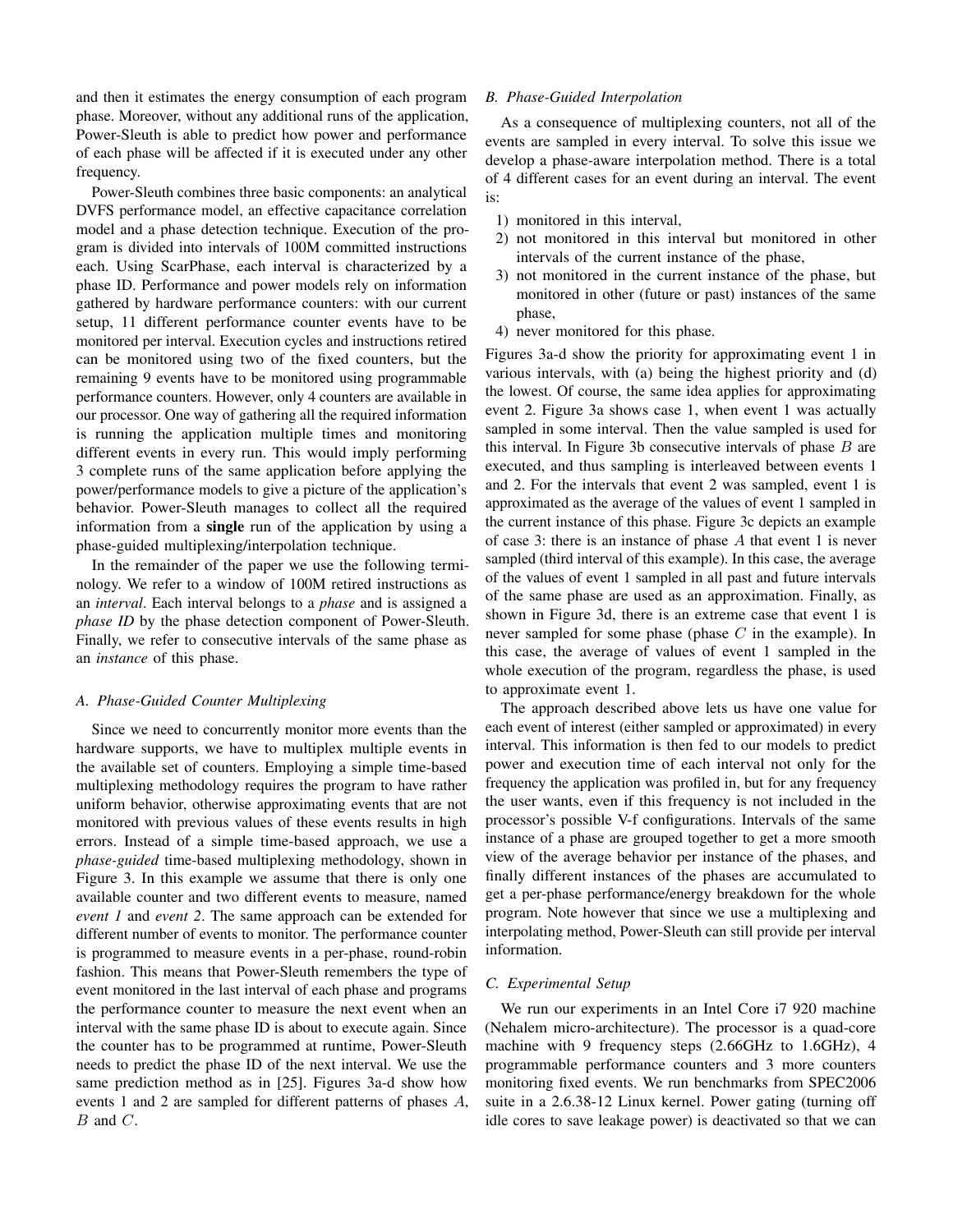and then it estimates the energy consumption of each program phase. Moreover, without any additional runs of the application, Power-Sleuth is able to predict how power and performance of each phase will be affected if it is executed under any other frequency.

Power-Sleuth combines three basic components: an analytical DVFS performance model, an effective capacitance correlation model and a phase detection technique. Execution of the program is divided into intervals of 100M committed instructions each. Using ScarPhase, each interval is characterized by a phase ID. Performance and power models rely on information gathered by hardware performance counters: with our current setup, 11 different performance counter events have to be monitored per interval. Execution cycles and instructions retired can be monitored using two of the fixed counters, but the remaining 9 events have to be monitored using programmable performance counters. However, only 4 counters are available in our processor. One way of gathering all the required information is running the application multiple times and monitoring different events in every run. This would imply performing 3 complete runs of the same application before applying the power/performance models to give a picture of the application's behavior. Power-Sleuth manages to collect all the required information from a **single** run of the application by using a phase-guided multiplexing/interpolation technique.

In the remainder of the paper we use the following terminology. We refer to a window of 100M retired instructions as an *interval*. Each interval belongs to a *phase* and is assigned a *phase ID* by the phase detection component of Power-Sleuth. Finally, we refer to consecutive intervals of the same phase as an *instance* of this phase.

### A. Phase-Guided Counter Multiplexing

Since we need to concurrently monitor more events than the hardware supports, we have to multiplex multiple events in the available set of counters. Employing a simple time-based multiplexing methodology requires the program to have rather uniform behavior, otherwise approximating events that are not monitored with previous values of these events results in high errors. Instead of a simple time-based approach, we use a *phase-guided* time-based multiplexing methodology, shown in Figure 3. In this example we assume that there is only one available counter and two different events to measure, named *event 1* and *event 2*. The same approach can be extended for different number of events to monitor. The performance counter is programmed to measure events in a per-phase, round-robin fashion. This means that Power-Sleuth remembers the type of event monitored in the last interval of each phase and programs the performance counter to measure the next event when an interval with the same phase ID is about to execute again. Since the counter has to be programmed at runtime, Power-Sleuth needs to predict the phase ID of the next interval. We use the same prediction method as in [25]. Figures 3a-d show how events 1 and 2 are sampled for different patterns of phases $A$, $B$ and $C$.

### B. Phase-Guided Interpolation

As a consequence of multiplexing counters, not all of the events are sampled in every interval. To solve this issue we develop a phase-aware interpolation method. There is a total of 4 different cases for an event during an interval. The event is:

1) monitored in this interval,
2) not monitored in this interval but monitored in other intervals of the current instance of the phase,
3) not monitored in the current instance of the phase, but monitored in other (future or past) instances of the same phase,
4) never monitored for this phase.

Figures 3a-d show the priority for approximating event 1 in various intervals, with (a) being the highest priority and (d) the lowest. Of course, the same idea applies for approximating event 2. Figure 3a shows case 1, when event 1 was actually sampled in some interval. Then the value sampled is used for this interval. In Figure 3b consecutive intervals of phase $B$ are executed, and thus sampling is interleaved between events 1 and 2. For the intervals that event 2 was sampled, event 1 is approximated as the average of the values of event 1 sampled in the current instance of this phase. Figure 3c depicts an example of case 3: there is an instance of phase $A$ that event 1 is never sampled (third interval of this example). In this case, the average of the values of event 1 sampled in all past and future intervals of the same phase are used as an approximation. Finally, as shown in Figure 3d, there is an extreme case that event 1 is never sampled for some phase (phase $C$ in the example). In this case, the average of values of event 1 sampled in the whole execution of the program, regardless the phase, is used to approximate event 1.

The approach described above lets us have one value for each event of interest (either sampled or approximated) in every interval. This information is then fed to our models to predict power and execution time of each interval not only for the frequency the application was profiled in, but for any frequency the user wants, even if this frequency is not included in the processor's possible V-f configurations. Intervals of the same instance of a phase are grouped together to get a more smooth view of the average behavior per instance of the phases, and finally different instances of the phases are accumulated to get a per-phase performance/energy breakdown for the whole program. Note however that since we use a multiplexing and interpolating method, Power-Sleuth can still provide per interval information.

### C. Experimental Setup

We run our experiments in an Intel Core i7 920 machine (Nehalem micro-architecture). The processor is a quad-core machine with 9 frequency steps (2.66GHz to 1.6GHz), 4 programmable performance counters and 3 more counters monitoring fixed events. We run benchmarks from SPEC2006 suite in a 2.6.38-12 Linux kernel. Power gating (turning off idle cores to save leakage power) is deactivated so that we can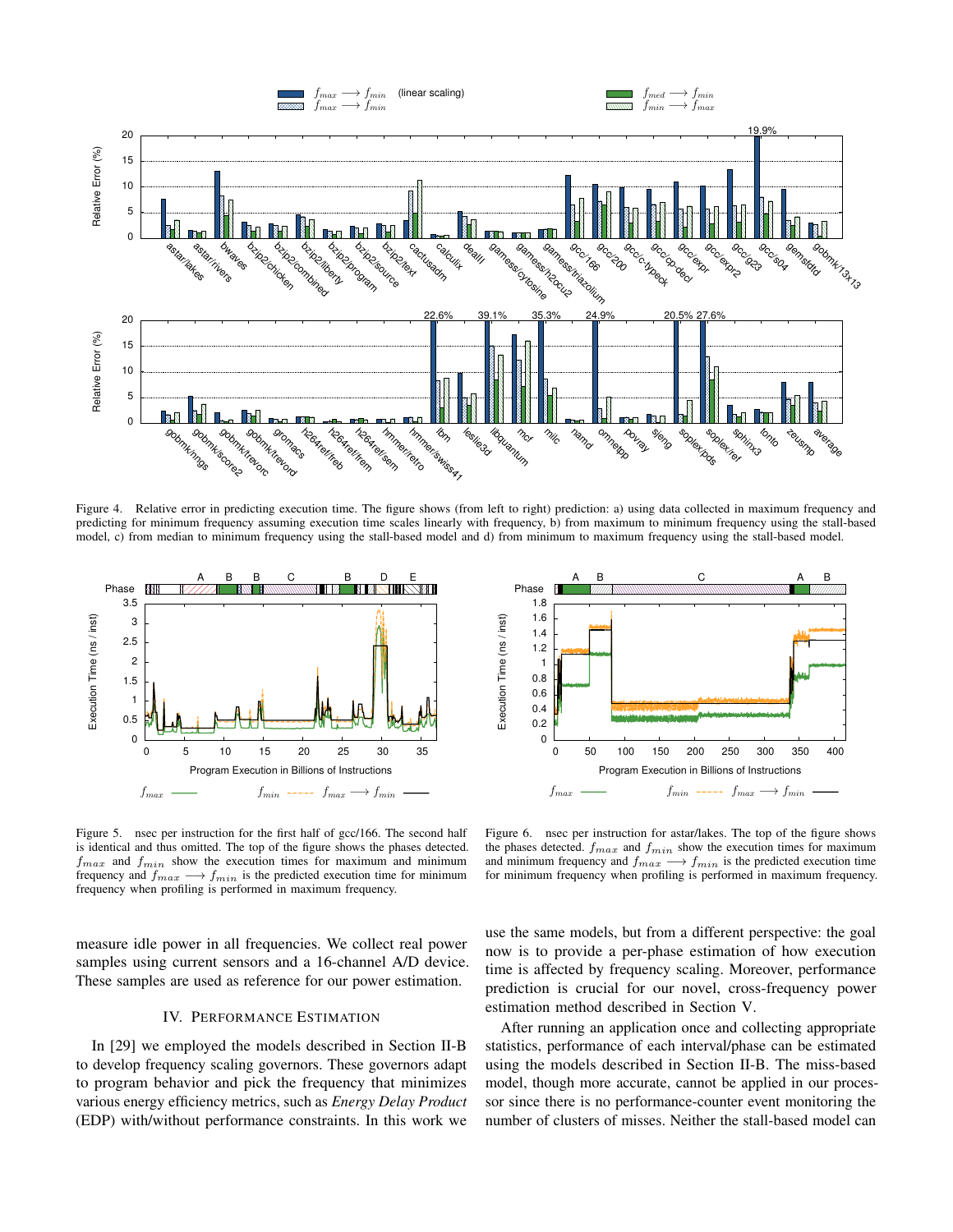Figure 4. Relative error in predicting execution time. The figure shows (from left to right) prediction: a) using data collected in maximum frequency and predicting for minimum frequency assuming execution time scales linearly with frequency, b) from maximum to minimum frequency using the stall-based model, c) from median to minimum frequency using the stall-based model and d) from minimum to maximum frequency using the stall-based model.

Figure 5. nsec per instruction for the first half of gcc/166. The second half is identical and thus omitted. The top of the figure shows the phases detected. $f_{max}$ and $f_{min}$ show the execution times for maximum and minimum frequency and $f_{max} \longrightarrow f_{min}$ is the predicted execution time for minimum frequency when profiling is performed in maximum frequency.

Figure 6. nsec per instruction for astar/lakes. The top of the figure shows the phases detected. $f_{max}$ and $f_{min}$ show the execution times for maximum and minimum frequency and $f_{max} \longrightarrow f_{min}$ is the predicted execution time for minimum frequency when profiling is performed in maximum frequency.

measure idle power in all frequencies. We collect real power samples using current sensors and a 16-channel A/D device. These samples are used as reference for our power estimation.

## IV. Performance Estimation

In [29] we employed the models described in Section II-B to develop frequency scaling governors. These governors adapt to program behavior and pick the frequency that minimizes various energy efficiency metrics, such as *Energy Delay Product* (EDP) with/without performance constraints. In this work we use the same models, but from a different perspective: the goal now is to provide a per-phase estimation of how execution time is affected by frequency scaling. Moreover, performance prediction is crucial for our novel, cross-frequency power estimation method described in Section V.

After running an application once and collecting appropriate statistics, performance of each interval/phase can be estimated using the models described in Section II-B. The miss-based model, though more accurate, cannot be applied in our processor since there is no performance-counter event monitoring the number of clusters of misses. Neither the stall-based model can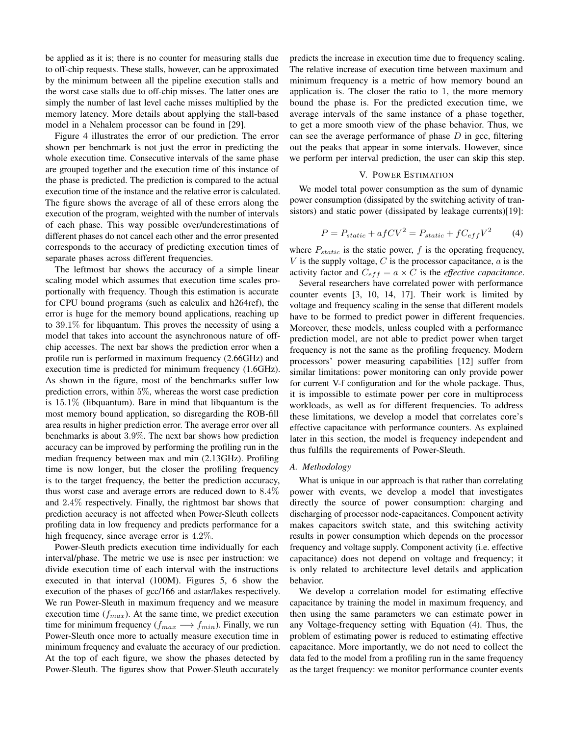be applied as it is; there is no counter for measuring stalls due to off-chip requests. These stalls, however, can be approximated by the minimum between all the pipeline execution stalls and the worst case stalls due to off-chip misses. The latter ones are simply the number of last level cache misses multiplied by the memory latency. More details about applying the stall-based model in a Nehalem processor can be found in [29].

Figure 4 illustrates the error of our prediction. The error shown per benchmark is not just the error in predicting the whole execution time. Consecutive intervals of the same phase are grouped together and the execution time of this instance of the phase is predicted. The prediction is compared to the actual execution time of the instance and the relative error is calculated. The figure shows the average of all of these errors along the execution of the program, weighted with the number of intervals of each phase. This way possible over/underestimations of different phases do not cancel each other and the error presented corresponds to the accuracy of predicting execution times of separate phases across different frequencies.

The leftmost bar shows the accuracy of a simple linear scaling model which assumes that execution time scales proportionally with frequency. Though this estimation is accurate for CPU bound programs (such as calculix and h264ref), the error is huge for the memory bound applications, reaching up to 39.1% for libquantum. This proves the necessity of using a model that takes into account the asynchronous nature of off-chip accesses. The next bar shows the prediction error when a profile run is performed in maximum frequency (2.66GHz) and execution time is predicted for minimum frequency (1.6GHz). As shown in the figure, most of the benchmarks suffer low prediction errors, within 5%, whereas the worst case prediction is 15.1% (libquantum). Bare in mind that libquantum is the most memory bound application, so disregarding the ROB-fill area results in higher prediction error. The average error over all benchmarks is about 3.9%. The next bar shows how prediction accuracy can be improved by performing the profiling run in the median frequency between max and min (2.13GHz). Profiling time is now longer, but the closer the profiling frequency is to the target frequency, the better the prediction accuracy, thus worst case and average errors are reduced down to 8.4% and 2.4% respectively. Finally, the rightmost bar shows that prediction accuracy is not affected when Power-Sleuth collects profiling data in low frequency and predicts performance for a high frequency, since average error is 4.2%.

Power-Sleuth predicts execution time individually for each interval/phase. The metric we use is nsec per instruction: we divide execution time of each interval with the instructions executed in that interval (100M). Figures 5, 6 show the execution of the phases of gcc/166 and astar/lakes respectively. We run Power-Sleuth in maximum frequency and we measure execution time ($f_{max}$). At the same time, we predict execution time for minimum frequency ($f_{max} \longrightarrow f_{min}$). Finally, we run Power-Sleuth once more to actually measure execution time in minimum frequency and evaluate the accuracy of our prediction. At the top of each figure, we show the phases detected by Power-Sleuth. The figures show that Power-Sleuth accurately predicts the increase in execution time due to frequency scaling. The relative increase of execution time between maximum and minimum frequency is a metric of how memory bound an application is. The closer the ratio to 1, the more memory bound the phase is. For the predicted execution time, we average intervals of the same instance of a phase together, to get a more smooth view of the phase behavior. Thus, we can see the average performance of phase $D$ in gcc, filtering out the peaks that appear in some intervals. However, since we perform per interval prediction, the user can skip this step.

## V. Power Estimation

We model total power consumption as the sum of dynamic power consumption (dissipated by the switching activity of transistors) and static power (dissipated by leakage currents)[19]:

$$P = P_{static} + afCV^2 = P_{static} + fC_{eff}V^2 \qquad (4)$$

where $P_{static}$ is the static power, $f$ is the operating frequency, $V$ is the supply voltage, $C$ is the processor capacitance, $a$ is the activity factor and $C_{eff} = a \times C$ is the *effective capacitance*.

Several researchers have correlated power with performance counter events [3, 10, 14, 17]. Their work is limited by voltage and frequency scaling in the sense that different models have to be formed to predict power in different frequencies. Moreover, these models, unless coupled with a performance prediction model, are not able to predict power when target frequency is not the same as the profiling frequency. Modern processors' power measuring capabilities [12] suffer from similar limitations: power monitoring can only provide power for current V-f configuration and for the whole package. Thus, it is impossible to estimate power per core in multiprocess workloads, as well as for different frequencies. To address these limitations, we develop a model that correlates core's effective capacitance with performance counters. As explained later in this section, the model is frequency independent and thus fulfills the requirements of Power-Sleuth.

### A. Methodology

What is unique in our approach is that rather than correlating power with events, we develop a model that investigates directly the source of power consumption: charging and discharging of processor node-capacitances. Component activity makes capacitors switch state, and this switching activity results in power consumption which depends on the processor frequency and voltage supply. Component activity (i.e. effective capacitance) does not depend on voltage and frequency; it is only related to architecture level details and application behavior.

We develop a correlation model for estimating effective capacitance by training the model in maximum frequency, and then using the same parameters we can estimate power in any Voltage-frequency setting with Equation (4). Thus, the problem of estimating power is reduced to estimating effective capacitance. More importantly, we do not need to collect the data fed to the model from a profiling run in the same frequency as the target frequency: we monitor performance counter events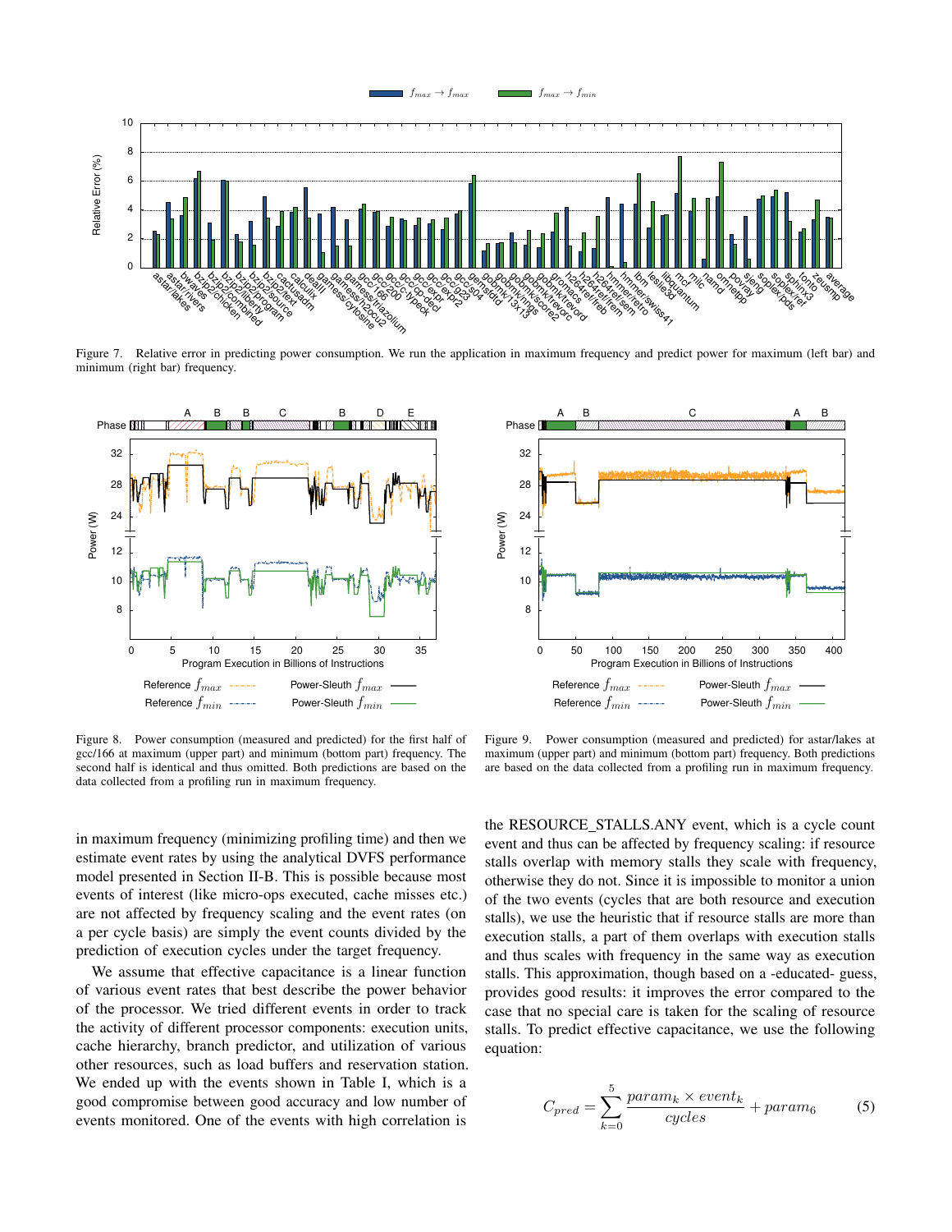$f_{max} \rightarrow f_{max}$ $f_{max} \rightarrow f_{min}$

Relative Error (%)

10
8
6
4
2
0

astar/lakes astar/rivers bwaves bzip2/chicken bzip2/combined bzip2/liberty bzip2/program bzip2/source bzip2/text cactusadm calculix dealII gamess/cytosine gamess/h2ocu2 gamess/triazolium gcc/166 gcc/200 gcc/cpdecl gcc/ctypeck gcc/expr gcc/expr2 gcc/g23 gcc/s04 gemsfdtd gobmk/13x13 gobmk/nngs gobmk/score2 gobmk/trevorc gobmk/trevord gromacs h264ref/frebp h264ref/frem h264ref/sem hmmer/retro hmmer/swiss41 lbm leslie3d libquantum mcf milc namd omnetpp povray sjeng soplex/pds soplex/ref sphinx3 tonto zeusmp average

Figure 7. Relative error in predicting power consumption. We run the application in maximum frequency and predict power for maximum (left bar) and minimum (right bar) frequency.

Phase A B B C B D E

Power (W)

32
28
24
12
10
8

0 5 10 15 20 25 30 35

Program Execution in Billions of Instructions

Reference $f_{max}$ Power-Sleuth $f_{max}$
Reference $f_{min}$ Power-Sleuth $f_{min}$

Figure 8. Power consumption (measured and predicted) for the first half of gcc/166 at maximum (upper part) and minimum (bottom part) frequency. The second half is identical and thus omitted. Both predictions are based on the data collected from a profiling run in maximum frequency.

Phase A B C A B

Power (W)

32
28
24
12
10
8

0 50 100 150 200 250 300 350 400

Program Execution in Billions of Instructions

Reference $f_{max}$ Power-Sleuth $f_{max}$
Reference $f_{min}$ Power-Sleuth $f_{min}$

Figure 9. Power consumption (measured and predicted) for astar/lakes at maximum (upper part) and minimum (bottom part) frequency. Both predictions are based on the data collected from a profiling run in maximum frequency.

in maximum frequency (minimizing profiling time) and then we estimate event rates by using the analytical DVFS performance model presented in Section II-B. This is possible because most events of interest (like micro-ops executed, cache misses etc.) are not affected by frequency scaling and the event rates (on a per cycle basis) are simply the event counts divided by the prediction of execution cycles under the target frequency.

We assume that effective capacitance is a linear function of various event rates that best describe the power behavior of the processor. We tried different events in order to track the activity of different processor components: execution units, cache hierarchy, branch predictor, and utilization of various other resources, such as load buffers and reservation station. We ended up with the events shown in Table I, which is a good compromise between good accuracy and low number of events monitored. One of the events with high correlation is the RESOURCE_STALLS.ANY event, which is a cycle count event and thus can be affected by frequency scaling: if resource stalls overlap with memory stalls they scale with frequency, otherwise they do not. Since it is impossible to monitor a union of the two events (cycles that are both resource and execution stalls), we use the heuristic that if resource stalls are more than execution stalls, a part of them overlaps with execution stalls and thus scales with frequency in the same way as execution stalls. This approximation, though based on a -educated- guess, provides good results: it improves the error compared to the case that no special care is taken for the scaling of resource stalls. To predict effective capacitance, we use the following equation:

$$C_{pred} = \sum_{k=0}^{5} \frac{param_k \times event_k}{cycles} + param_6 \qquad (5)$$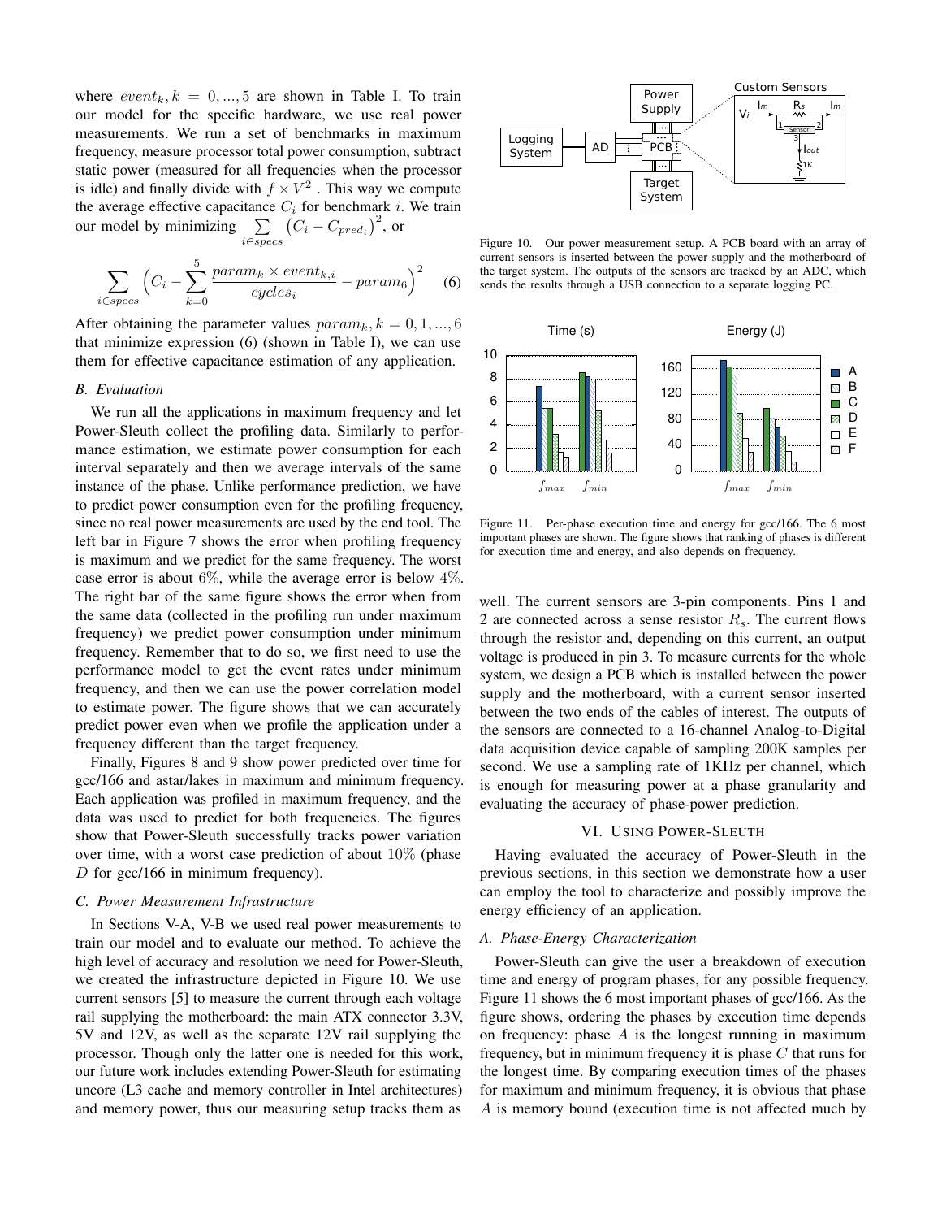where $event_k, k = 0, ..., 5$ are shown in Table I. To train our model for the specific hardware, we use real power measurements. We run a set of benchmarks in maximum frequency, measure processor total power consumption, subtract static power (measured for all frequencies when the processor is idle) and finally divide with $f \times V^2$. This way we compute the average effective capacitance $C_i$ for benchmark $i$. We train our model by minimizing $\sum_{i \in specs} \left(C_i - C_{pred_i}\right)^2$, or

$$\sum_{i \in specs} \left( C_i - \sum_{k=0}^{5} \frac{param_k \times event_{k,i}}{cycles_i} - param_6 \right)^2 \quad (6)$$

After obtaining the parameter values $param_k, k = 0, 1, ..., 6$ that minimize expression (6) (shown in Table I), we can use them for effective capacitance estimation of any application.

### B. Evaluation

We run all the applications in maximum frequency and let Power-Sleuth collect the profiling data. Similarly to performance estimation, we estimate power consumption for each interval separately and then we average intervals of the same instance of the phase. Unlike performance prediction, we have to predict power consumption even for the profiling frequency, since no real power measurements are used by the end tool. The left bar in Figure 7 shows the error when profiling frequency is maximum and we predict for the same frequency. The worst case error is about 6%, while the average error is below 4%. The right bar of the same figure shows the error when from the same data (collected in the profiling run under maximum frequency) we predict power consumption under minimum frequency. Remember that to do so, we first need to use the performance model to get the event rates under minimum frequency, and then we can use the power correlation model to estimate power. The figure shows that we can accurately predict power even when we profile the application under a frequency different than the target frequency.

Finally, Figures 8 and 9 show power predicted over time for gcc/166 and astar/lakes in maximum and minimum frequency. Each application was profiled in maximum frequency, and the data was used to predict for both frequencies. The figures show that Power-Sleuth successfully tracks power variation over time, with a worst case prediction of about 10% (phase $D$ for gcc/166 in minimum frequency).

### C. Power Measurement Infrastructure

In Sections V-A, V-B we used real power measurements to train our model and to evaluate our method. To achieve the high level of accuracy and resolution we need for Power-Sleuth, we created the infrastructure depicted in Figure 10. We use current sensors [5] to measure the current through each voltage rail supplying the motherboard: the main ATX connector 3.3V, 5V and 12V, as well as the separate 12V rail supplying the processor. Though only the latter one is needed for this work, our future work includes extending Power-Sleuth for estimating uncore (L3 cache and memory controller in Intel architectures) and memory power, thus our measuring setup tracks them as well. The current sensors are 3-pin components. Pins 1 and 2 are connected across a sense resistor $R_s$. The current flows through the resistor and, depending on this current, an output voltage is produced in pin 3. To measure currents for the whole system, we design a PCB which is installed between the power supply and the motherboard, with a current sensor inserted between the two ends of the cables of interest. The outputs of the sensors are connected to a 16-channel Analog-to-Digital data acquisition device capable of sampling 200K samples per second. We use a sampling rate of 1KHz per channel, which is enough for measuring power at a phase granularity and evaluating the accuracy of phase-power prediction.

Figure 10. Our power measurement setup. A PCB board with an array of current sensors is inserted between the power supply and the motherboard of the target system. The outputs of the sensors are tracked by an ADC, which sends the results through a USB connection to a separate logging PC.

Figure 11. Per-phase execution time and energy for gcc/166. The 6 most important phases are shown. The figure shows that ranking of phases is different for execution time and energy, and also depends on frequency.

## VI. Using Power-Sleuth

Having evaluated the accuracy of Power-Sleuth in the previous sections, in this section we demonstrate how a user can employ the tool to characterize and possibly improve the energy efficiency of an application.

### A. Phase-Energy Characterization

Power-Sleuth can give the user a breakdown of execution time and energy of program phases, for any possible frequency. Figure 11 shows the 6 most important phases of gcc/166. As the figure shows, ordering the phases by execution time depends on frequency: phase $A$ is the longest running in maximum frequency, but in minimum frequency it is phase $C$ that runs for the longest time. By comparing execution times of the phases for maximum and minimum frequency, it is obvious that phase $A$ is memory bound (execution time is not affected much by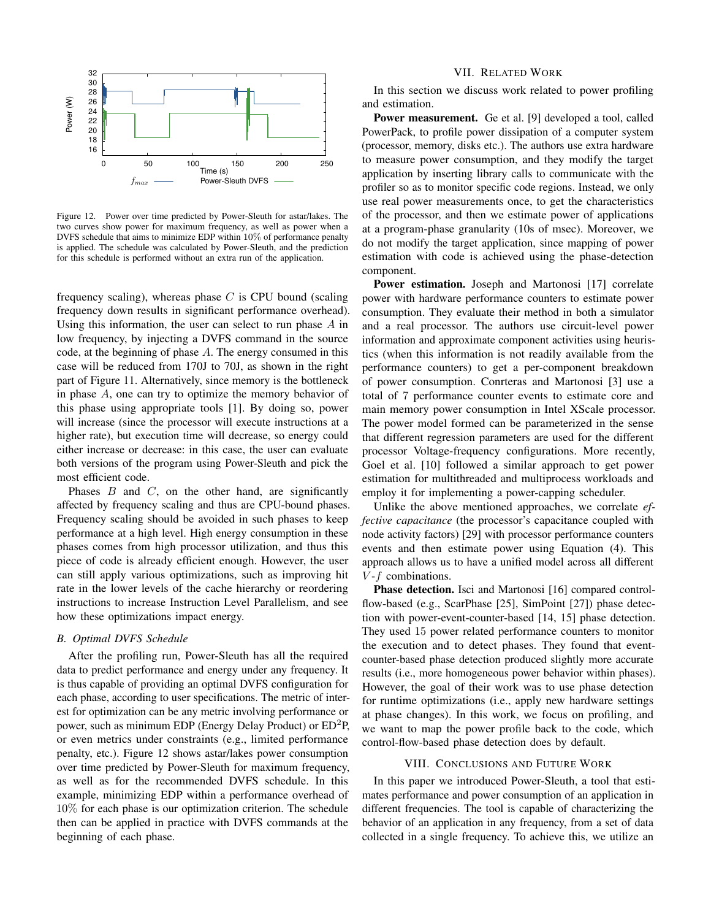Figure 12. Power over time predicted by Power-Sleuth for astar/lakes. The two curves show power for maximum frequency, as well as power when a DVFS schedule that aims to minimize EDP within 10% of performance penalty is applied. The schedule was calculated by Power-Sleuth, and the prediction for this schedule is performed without an extra run of the application.

frequency scaling), whereas phase $C$ is CPU bound (scaling frequency down results in significant performance overhead). Using this information, the user can select to run phase $A$ in low frequency, by injecting a DVFS command in the source code, at the beginning of phase $A$. The energy consumed in this case will be reduced from 170J to 70J, as shown in the right part of Figure 11. Alternatively, since memory is the bottleneck in phase $A$, one can try to optimize the memory behavior of this phase using appropriate tools [1]. By doing so, power will increase (since the processor will execute instructions at a higher rate), but execution time will decrease, so energy could either increase or decrease: in this case, the user can evaluate both versions of the program using Power-Sleuth and pick the most efficient code.

Phases $B$ and $C$, on the other hand, are significantly affected by frequency scaling and thus are CPU-bound phases. Frequency scaling should be avoided in such phases to keep performance at a high level. High energy consumption in these phases comes from high processor utilization, and thus this piece of code is already efficient enough. However, the user can still apply various optimizations, such as improving hit rate in the lower levels of the cache hierarchy or reordering instructions to increase Instruction Level Parallelism, and see how these optimizations impact energy.

### B. Optimal DVFS Schedule

After the profiling run, Power-Sleuth has all the required data to predict performance and energy under any frequency. It is thus capable of providing an optimal DVFS configuration for each phase, according to user specifications. The metric of interest for optimization can be any metric involving performance or power, such as minimum EDP (Energy Delay Product) or ED$^2$P, or even metrics under constraints (e.g., limited performance penalty, etc.). Figure 12 shows astar/lakes power consumption over time predicted by Power-Sleuth for maximum frequency, as well as for the recommended DVFS schedule. In this example, minimizing EDP within a performance overhead of 10% for each phase is our optimization criterion. The schedule then can be applied in practice with DVFS commands at the beginning of each phase.

## VII. Related Work

In this section we discuss work related to power profiling and estimation.

**Power measurement.** Ge et al. [9] developed a tool, called PowerPack, to profile power dissipation of a computer system (processor, memory, disks etc.). The authors use extra hardware to measure power consumption, and they modify the target application by inserting library calls to communicate with the profiler so as to monitor specific code regions. Instead, we only use real power measurements once, to get the characteristics of the processor, and then we estimate power of applications at a program-phase granularity (10s of msec). Moreover, we do not modify the target application, since mapping of power estimation with code is achieved using the phase-detection component.

**Power estimation.** Joseph and Martonosi [17] correlate power with hardware performance counters to estimate power consumption. They evaluate their method in both a simulator and a real processor. The authors use circuit-level power information and approximate component activities using heuristics (when this information is not readily available from the performance counters) to get a per-component breakdown of power consumption. Conrteras and Martonosi [3] use a total of 7 performance counter events to estimate core and main memory power consumption in Intel XScale processor. The power model formed can be parameterized in the sense that different regression parameters are used for the different processor Voltage-frequency configurations. More recently, Goel et al. [10] followed a similar approach to get power estimation for multithreaded and multiprocess workloads and employ it for implementing a power-capping scheduler.

Unlike the above mentioned approaches, we correlate *effective capacitance* (the processor's capacitance coupled with node activity factors) [29] with processor performance counters events and then estimate power using Equation (4). This approach allows us to have a unified model across all different $V$-$f$ combinations.

**Phase detection.** Isci and Martonosi [16] compared control-flow-based (e.g., ScarPhase [25], SimPoint [27]) phase detection with power-event-counter-based [14, 15] phase detection. They used 15 power related performance counters to monitor the execution and to detect phases. They found that event-counter-based phase detection produced slightly more accurate results (i.e., more homogeneous power behavior within phases). However, the goal of their work was to use phase detection for runtime optimizations (i.e., apply new hardware settings at phase changes). In this work, we focus on profiling, and we want to map the power profile back to the code, which control-flow-based phase detection does by default.

## VIII. Conclusions and Future Work

In this paper we introduced Power-Sleuth, a tool that estimates performance and power consumption of an application in different frequencies. The tool is capable of characterizing the behavior of an application in any frequency, from a set of data collected in a single frequency. To achieve this, we utilize an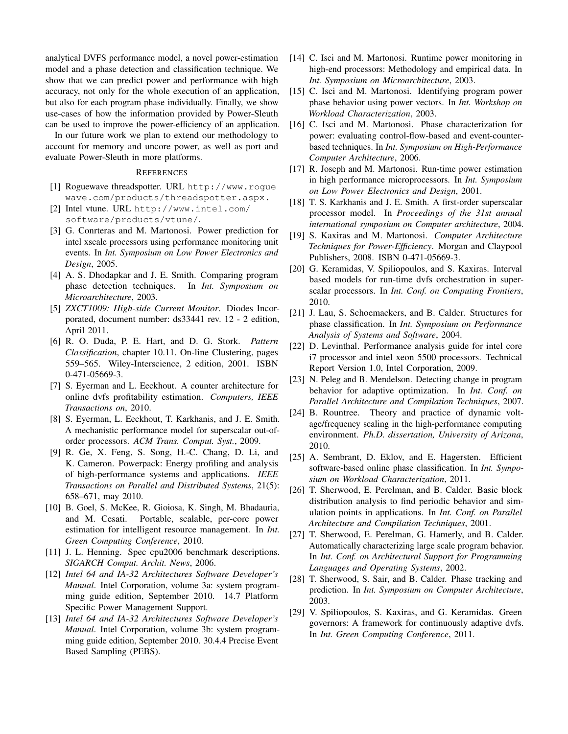analytical DVFS performance model, a novel power-estimation model and a phase detection and classification technique. We show that we can predict power and performance with high accuracy, not only for the whole execution of an application, but also for each program phase individually. Finally, we show use-cases of how the information provided by Power-Sleuth can be used to improve the power-efficiency of an application.

In our future work we plan to extend our methodology to account for memory and uncore power, as well as port and evaluate Power-Sleuth in more platforms.

## References

[1] Roguewave threadspotter. URL `http://www.roguewave.com/products/threadspotter.aspx`.

[2] Intel vtune. URL `http://www.intel.com/software/products/vtune/`.

[3] G. Conrteras and M. Martonosi. Power prediction for intel xscale processors using performance monitoring unit events. In *Int. Symposium on Low Power Electronics and Design*, 2005.

[4] A. S. Dhodapkar and J. E. Smith. Comparing program phase detection techniques. In *Int. Symposium on Microarchitecture*, 2003.

[5] *ZXCT1009: High-side Current Monitor*. Diodes Incorporated, document number: ds33441 rev. 12 - 2 edition, April 2011.

[6] R. O. Duda, P. E. Hart, and D. G. Stork. *Pattern Classification*, chapter 10.11. On-line Clustering, pages 559–565. Wiley-Interscience, 2 edition, 2001. ISBN 0-471-05669-3.

[7] S. Eyerman and L. Eeckhout. A counter architecture for online dvfs profitability estimation. *Computers, IEEE Transactions on*, 2010.

[8] S. Eyerman, L. Eeckhout, T. Karkhanis, and J. E. Smith. A mechanistic performance model for superscalar out-of-order processors. *ACM Trans. Comput. Syst.*, 2009.

[9] R. Ge, X. Feng, S. Song, H.-C. Chang, D. Li, and K. Cameron. Powerpack: Energy profiling and analysis of high-performance systems and applications. *IEEE Transactions on Parallel and Distributed Systems*, 21(5): 658–671, may 2010.

[10] B. Goel, S. McKee, R. Gioiosa, K. Singh, M. Bhadauria, and M. Cesati. Portable, scalable, per-core power estimation for intelligent resource management. In *Int. Green Computing Conference*, 2010.

[11] J. L. Henning. Spec cpu2006 benchmark descriptions. *SIGARCH Comput. Archit. News*, 2006.

[12] *Intel 64 and IA-32 Architectures Software Developer's Manual*. Intel Corporation, volume 3a: system programming guide edition, September 2010. 14.7 Platform Specific Power Management Support.

[13] *Intel 64 and IA-32 Architectures Software Developer's Manual*. Intel Corporation, volume 3b: system programming guide edition, September 2010. 30.4.4 Precise Event Based Sampling (PEBS).

[14] C. Isci and M. Martonosi. Runtime power monitoring in high-end processors: Methodology and empirical data. In *Int. Symposium on Microarchitecture*, 2003.

[15] C. Isci and M. Martonosi. Identifying program power phase behavior using power vectors. In *Int. Workshop on Workload Characterization*, 2003.

[16] C. Isci and M. Martonosi. Phase characterization for power: evaluating control-flow-based and event-counter-based techniques. In *Int. Symposium on High-Performance Computer Architecture*, 2006.

[17] R. Joseph and M. Martonosi. Run-time power estimation in high performance microprocessors. In *Int. Symposium on Low Power Electronics and Design*, 2001.

[18] T. S. Karkhanis and J. E. Smith. A first-order superscalar processor model. In *Proceedings of the 31st annual international symposium on Computer architecture*, 2004.

[19] S. Kaxiras and M. Martonosi. *Computer Architecture Techniques for Power-Efficiency*. Morgan and Claypool Publishers, 2008. ISBN 0-471-05669-3.

[20] G. Keramidas, V. Spiliopoulos, and S. Kaxiras. Interval based models for run-time dvfs orchestration in superscalar processors. In *Int. Conf. on Computing Frontiers*, 2010.

[21] J. Lau, S. Schoemackers, and B. Calder. Structures for phase classification. In *Int. Symposium on Performance Analysis of Systems and Software*, 2004.

[22] D. Levinthal. Performance analysis guide for intel core i7 processor and intel xeon 5500 processors. Technical Report Version 1.0, Intel Corporation, 2009.

[23] N. Peleg and B. Mendelson. Detecting change in program behavior for adaptive optimization. In *Int. Conf. on Parallel Architecture and Compilation Techniques*, 2007.

[24] B. Rountree. Theory and practice of dynamic voltage/frequency scaling in the high-performance computing environment. *Ph.D. dissertation, University of Arizona*, 2010.

[25] A. Sembrant, D. Eklov, and E. Hagersten. Efficient software-based online phase classification. In *Int. Symposium on Workload Characterization*, 2011.

[26] T. Sherwood, E. Perelman, and B. Calder. Basic block distribution analysis to find periodic behavior and simulation points in applications. In *Int. Conf. on Parallel Architecture and Compilation Techniques*, 2001.

[27] T. Sherwood, E. Perelman, G. Hamerly, and B. Calder. Automatically characterizing large scale program behavior. In *Int. Conf. on Architectural Support for Programming Languages and Operating Systems*, 2002.

[28] T. Sherwood, S. Sair, and B. Calder. Phase tracking and prediction. In *Int. Symposium on Computer Architecture*, 2003.

[29] V. Spiliopoulos, S. Kaxiras, and G. Keramidas. Green governors: A framework for continuously adaptive dvfs. In *Int. Green Computing Conference*, 2011.